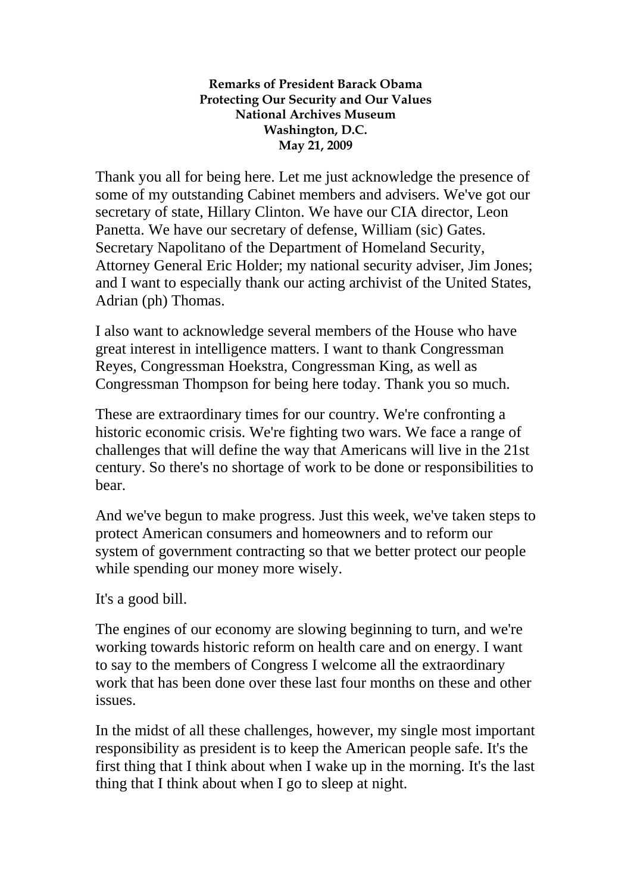**Remarks of President Barack Obama**
**Protecting Our Security and Our Values**
**National Archives Museum**
**Washington, D.C.**
**May 21, 2009**

Thank you all for being here. Let me just acknowledge the presence of some of my outstanding Cabinet members and advisers. We've got our secretary of state, Hillary Clinton. We have our CIA director, Leon Panetta. We have our secretary of defense, William (sic) Gates. Secretary Napolitano of the Department of Homeland Security, Attorney General Eric Holder; my national security adviser, Jim Jones; and I want to especially thank our acting archivist of the United States, Adrian (ph) Thomas.

I also want to acknowledge several members of the House who have great interest in intelligence matters. I want to thank Congressman Reyes, Congressman Hoekstra, Congressman King, as well as Congressman Thompson for being here today. Thank you so much.

These are extraordinary times for our country. We're confronting a historic economic crisis. We're fighting two wars. We face a range of challenges that will define the way that Americans will live in the 21st century. So there's no shortage of work to be done or responsibilities to bear.

And we've begun to make progress. Just this week, we've taken steps to protect American consumers and homeowners and to reform our system of government contracting so that we better protect our people while spending our money more wisely.

It's a good bill.

The engines of our economy are slowing beginning to turn, and we're working towards historic reform on health care and on energy. I want to say to the members of Congress I welcome all the extraordinary work that has been done over these last four months on these and other issues.

In the midst of all these challenges, however, my single most important responsibility as president is to keep the American people safe. It's the first thing that I think about when I wake up in the morning. It's the last thing that I think about when I go to sleep at night.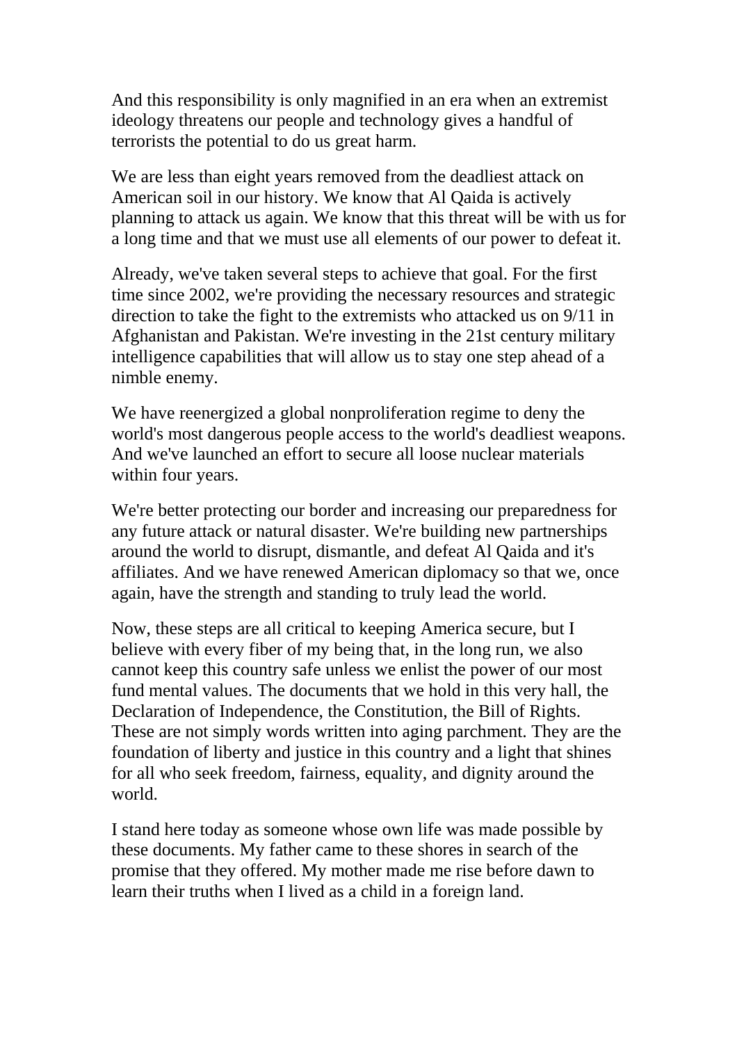And this responsibility is only magnified in an era when an extremist ideology threatens our people and technology gives a handful of terrorists the potential to do us great harm.

We are less than eight years removed from the deadliest attack on American soil in our history. We know that Al Qaida is actively planning to attack us again. We know that this threat will be with us for a long time and that we must use all elements of our power to defeat it.

Already, we've taken several steps to achieve that goal. For the first time since 2002, we're providing the necessary resources and strategic direction to take the fight to the extremists who attacked us on 9/11 in Afghanistan and Pakistan. We're investing in the 21st century military intelligence capabilities that will allow us to stay one step ahead of a nimble enemy.

We have reenergized a global nonproliferation regime to deny the world's most dangerous people access to the world's deadliest weapons. And we've launched an effort to secure all loose nuclear materials within four years.

We're better protecting our border and increasing our preparedness for any future attack or natural disaster. We're building new partnerships around the world to disrupt, dismantle, and defeat Al Qaida and it's affiliates. And we have renewed American diplomacy so that we, once again, have the strength and standing to truly lead the world.

Now, these steps are all critical to keeping America secure, but I believe with every fiber of my being that, in the long run, we also cannot keep this country safe unless we enlist the power of our most fund mental values. The documents that we hold in this very hall, the Declaration of Independence, the Constitution, the Bill of Rights. These are not simply words written into aging parchment. They are the foundation of liberty and justice in this country and a light that shines for all who seek freedom, fairness, equality, and dignity around the world.

I stand here today as someone whose own life was made possible by these documents. My father came to these shores in search of the promise that they offered. My mother made me rise before dawn to learn their truths when I lived as a child in a foreign land.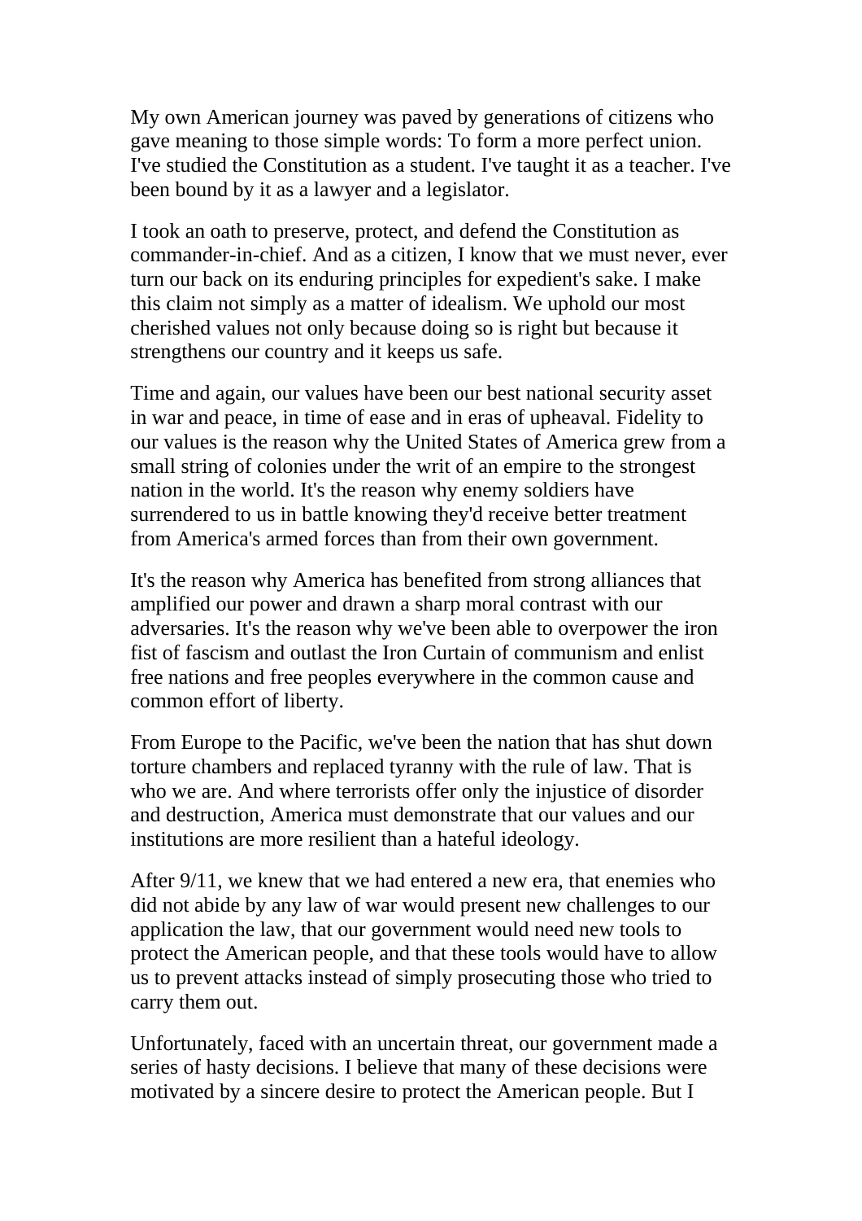My own American journey was paved by generations of citizens who gave meaning to those simple words: To form a more perfect union. I've studied the Constitution as a student. I've taught it as a teacher. I've been bound by it as a lawyer and a legislator.

I took an oath to preserve, protect, and defend the Constitution as commander-in-chief. And as a citizen, I know that we must never, ever turn our back on its enduring principles for expedient's sake. I make this claim not simply as a matter of idealism. We uphold our most cherished values not only because doing so is right but because it strengthens our country and it keeps us safe.

Time and again, our values have been our best national security asset in war and peace, in time of ease and in eras of upheaval. Fidelity to our values is the reason why the United States of America grew from a small string of colonies under the writ of an empire to the strongest nation in the world. It's the reason why enemy soldiers have surrendered to us in battle knowing they'd receive better treatment from America's armed forces than from their own government.

It's the reason why America has benefited from strong alliances that amplified our power and drawn a sharp moral contrast with our adversaries. It's the reason why we've been able to overpower the iron fist of fascism and outlast the Iron Curtain of communism and enlist free nations and free peoples everywhere in the common cause and common effort of liberty.

From Europe to the Pacific, we've been the nation that has shut down torture chambers and replaced tyranny with the rule of law. That is who we are. And where terrorists offer only the injustice of disorder and destruction, America must demonstrate that our values and our institutions are more resilient than a hateful ideology.

After 9/11, we knew that we had entered a new era, that enemies who did not abide by any law of war would present new challenges to our application the law, that our government would need new tools to protect the American people, and that these tools would have to allow us to prevent attacks instead of simply prosecuting those who tried to carry them out.

Unfortunately, faced with an uncertain threat, our government made a series of hasty decisions. I believe that many of these decisions were motivated by a sincere desire to protect the American people. But I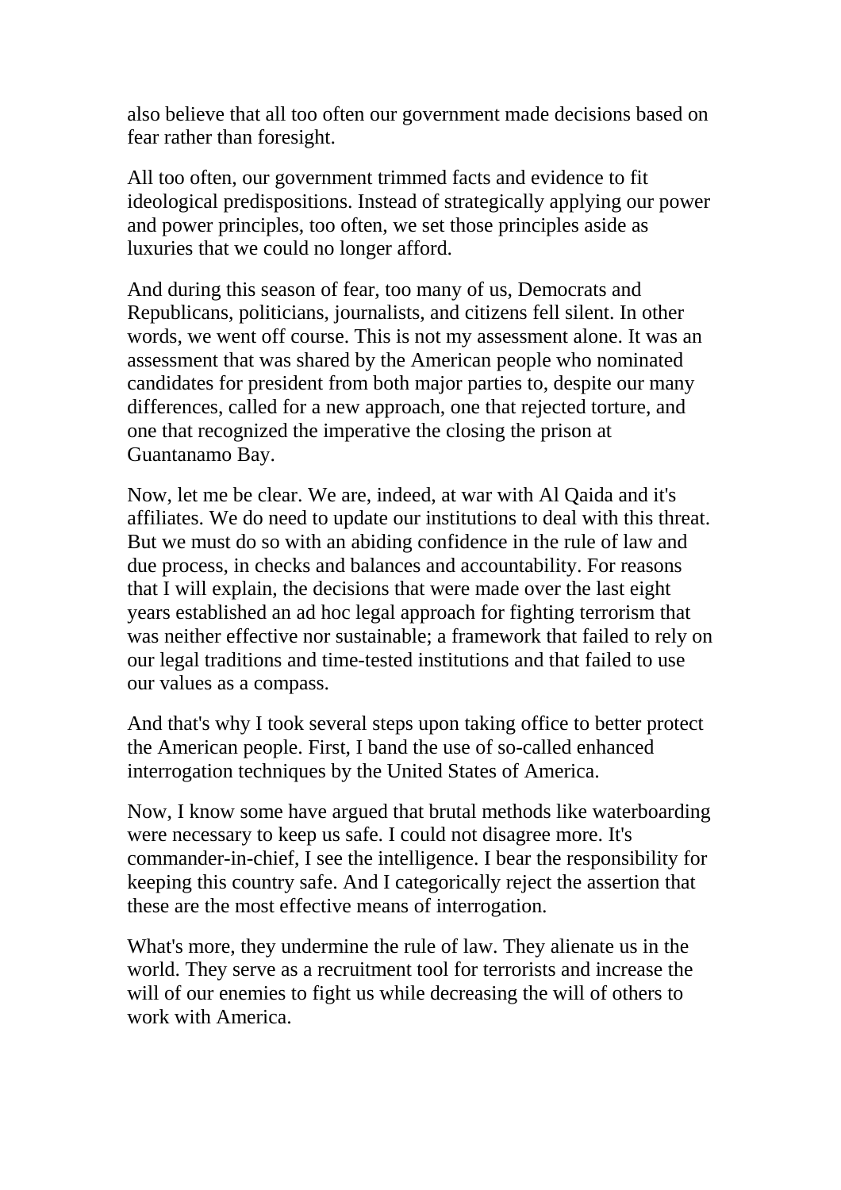also believe that all too often our government made decisions based on fear rather than foresight.

All too often, our government trimmed facts and evidence to fit ideological predispositions. Instead of strategically applying our power and power principles, too often, we set those principles aside as luxuries that we could no longer afford.

And during this season of fear, too many of us, Democrats and Republicans, politicians, journalists, and citizens fell silent. In other words, we went off course. This is not my assessment alone. It was an assessment that was shared by the American people who nominated candidates for president from both major parties to, despite our many differences, called for a new approach, one that rejected torture, and one that recognized the imperative the closing the prison at Guantanamo Bay.

Now, let me be clear. We are, indeed, at war with Al Qaida and it's affiliates. We do need to update our institutions to deal with this threat. But we must do so with an abiding confidence in the rule of law and due process, in checks and balances and accountability. For reasons that I will explain, the decisions that were made over the last eight years established an ad hoc legal approach for fighting terrorism that was neither effective nor sustainable; a framework that failed to rely on our legal traditions and time-tested institutions and that failed to use our values as a compass.

And that's why I took several steps upon taking office to better protect the American people. First, I band the use of so-called enhanced interrogation techniques by the United States of America.

Now, I know some have argued that brutal methods like waterboarding were necessary to keep us safe. I could not disagree more. It's commander-in-chief, I see the intelligence. I bear the responsibility for keeping this country safe. And I categorically reject the assertion that these are the most effective means of interrogation.

What's more, they undermine the rule of law. They alienate us in the world. They serve as a recruitment tool for terrorists and increase the will of our enemies to fight us while decreasing the will of others to work with America.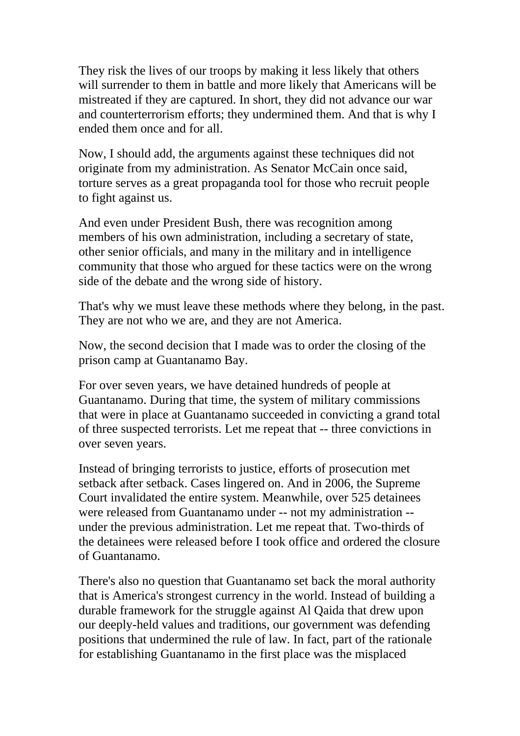They risk the lives of our troops by making it less likely that others will surrender to them in battle and more likely that Americans will be mistreated if they are captured. In short, they did not advance our war and counterterrorism efforts; they undermined them. And that is why I ended them once and for all.

Now, I should add, the arguments against these techniques did not originate from my administration. As Senator McCain once said, torture serves as a great propaganda tool for those who recruit people to fight against us.

And even under President Bush, there was recognition among members of his own administration, including a secretary of state, other senior officials, and many in the military and in intelligence community that those who argued for these tactics were on the wrong side of the debate and the wrong side of history.

That's why we must leave these methods where they belong, in the past. They are not who we are, and they are not America.

Now, the second decision that I made was to order the closing of the prison camp at Guantanamo Bay.

For over seven years, we have detained hundreds of people at Guantanamo. During that time, the system of military commissions that were in place at Guantanamo succeeded in convicting a grand total of three suspected terrorists. Let me repeat that -- three convictions in over seven years.

Instead of bringing terrorists to justice, efforts of prosecution met setback after setback. Cases lingered on. And in 2006, the Supreme Court invalidated the entire system. Meanwhile, over 525 detainees were released from Guantanamo under -- not my administration -- under the previous administration. Let me repeat that. Two-thirds of the detainees were released before I took office and ordered the closure of Guantanamo.

There's also no question that Guantanamo set back the moral authority that is America's strongest currency in the world. Instead of building a durable framework for the struggle against Al Qaida that drew upon our deeply-held values and traditions, our government was defending positions that undermined the rule of law. In fact, part of the rationale for establishing Guantanamo in the first place was the misplaced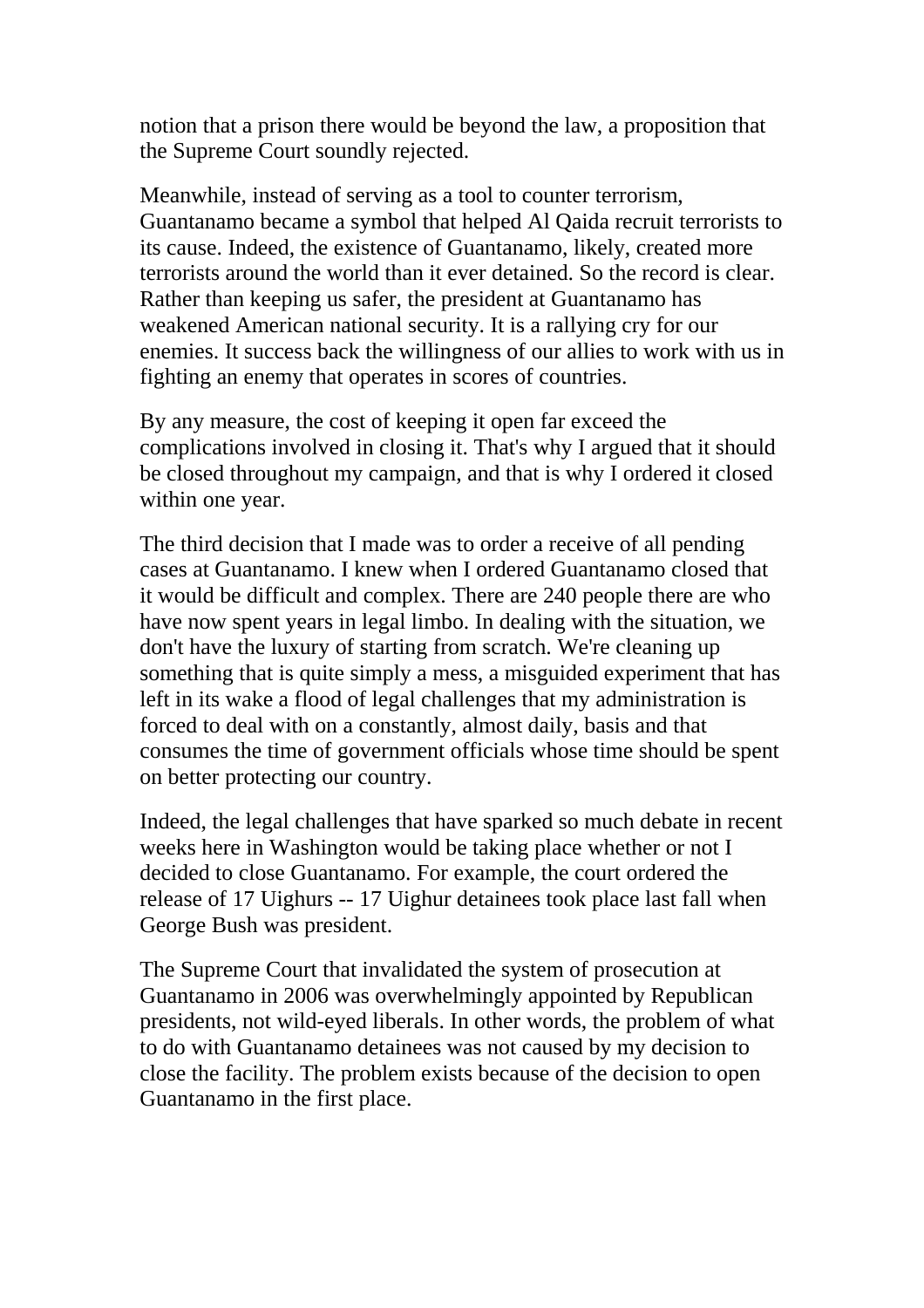notion that a prison there would be beyond the law, a proposition that the Supreme Court soundly rejected.

Meanwhile, instead of serving as a tool to counter terrorism, Guantanamo became a symbol that helped Al Qaida recruit terrorists to its cause. Indeed, the existence of Guantanamo, likely, created more terrorists around the world than it ever detained. So the record is clear. Rather than keeping us safer, the president at Guantanamo has weakened American national security. It is a rallying cry for our enemies. It success back the willingness of our allies to work with us in fighting an enemy that operates in scores of countries.

By any measure, the cost of keeping it open far exceed the complications involved in closing it. That's why I argued that it should be closed throughout my campaign, and that is why I ordered it closed within one year.

The third decision that I made was to order a receive of all pending cases at Guantanamo. I knew when I ordered Guantanamo closed that it would be difficult and complex. There are 240 people there are who have now spent years in legal limbo. In dealing with the situation, we don't have the luxury of starting from scratch. We're cleaning up something that is quite simply a mess, a misguided experiment that has left in its wake a flood of legal challenges that my administration is forced to deal with on a constantly, almost daily, basis and that consumes the time of government officials whose time should be spent on better protecting our country.

Indeed, the legal challenges that have sparked so much debate in recent weeks here in Washington would be taking place whether or not I decided to close Guantanamo. For example, the court ordered the release of 17 Uighurs -- 17 Uighur detainees took place last fall when George Bush was president.

The Supreme Court that invalidated the system of prosecution at Guantanamo in 2006 was overwhelmingly appointed by Republican presidents, not wild-eyed liberals. In other words, the problem of what to do with Guantanamo detainees was not caused by my decision to close the facility. The problem exists because of the decision to open Guantanamo in the first place.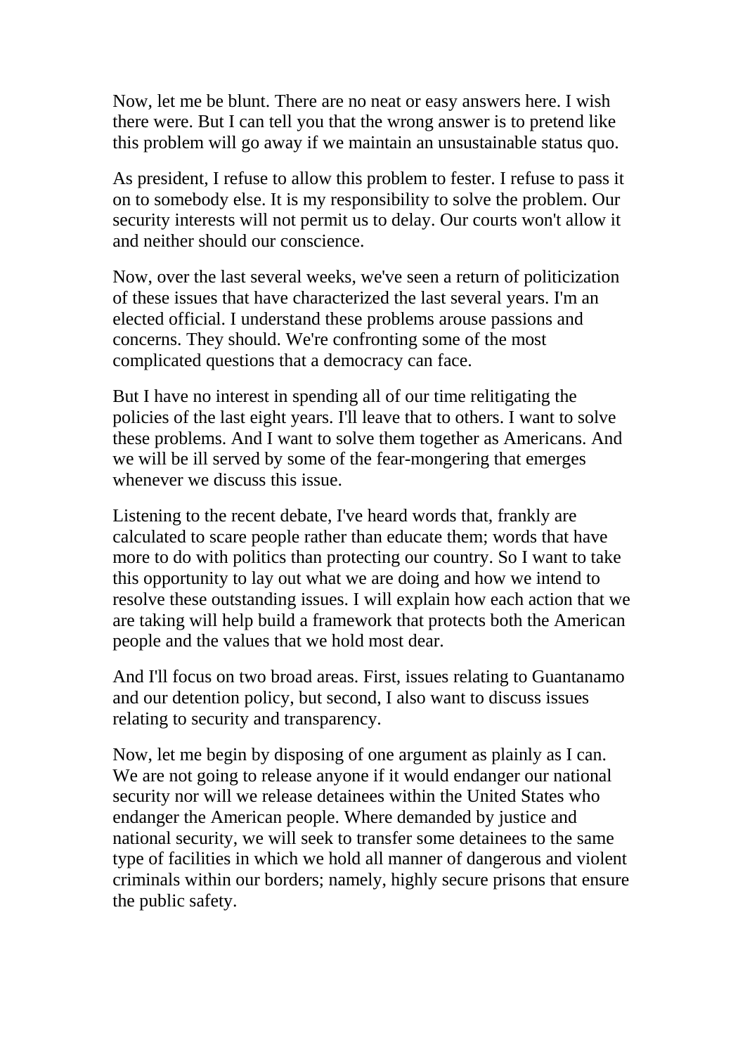Now, let me be blunt. There are no neat or easy answers here. I wish there were. But I can tell you that the wrong answer is to pretend like this problem will go away if we maintain an unsustainable status quo.

As president, I refuse to allow this problem to fester. I refuse to pass it on to somebody else. It is my responsibility to solve the problem. Our security interests will not permit us to delay. Our courts won't allow it and neither should our conscience.

Now, over the last several weeks, we've seen a return of politicization of these issues that have characterized the last several years. I'm an elected official. I understand these problems arouse passions and concerns. They should. We're confronting some of the most complicated questions that a democracy can face.

But I have no interest in spending all of our time relitigating the policies of the last eight years. I'll leave that to others. I want to solve these problems. And I want to solve them together as Americans. And we will be ill served by some of the fear-mongering that emerges whenever we discuss this issue.

Listening to the recent debate, I've heard words that, frankly are calculated to scare people rather than educate them; words that have more to do with politics than protecting our country. So I want to take this opportunity to lay out what we are doing and how we intend to resolve these outstanding issues. I will explain how each action that we are taking will help build a framework that protects both the American people and the values that we hold most dear.

And I'll focus on two broad areas. First, issues relating to Guantanamo and our detention policy, but second, I also want to discuss issues relating to security and transparency.

Now, let me begin by disposing of one argument as plainly as I can. We are not going to release anyone if it would endanger our national security nor will we release detainees within the United States who endanger the American people. Where demanded by justice and national security, we will seek to transfer some detainees to the same type of facilities in which we hold all manner of dangerous and violent criminals within our borders; namely, highly secure prisons that ensure the public safety.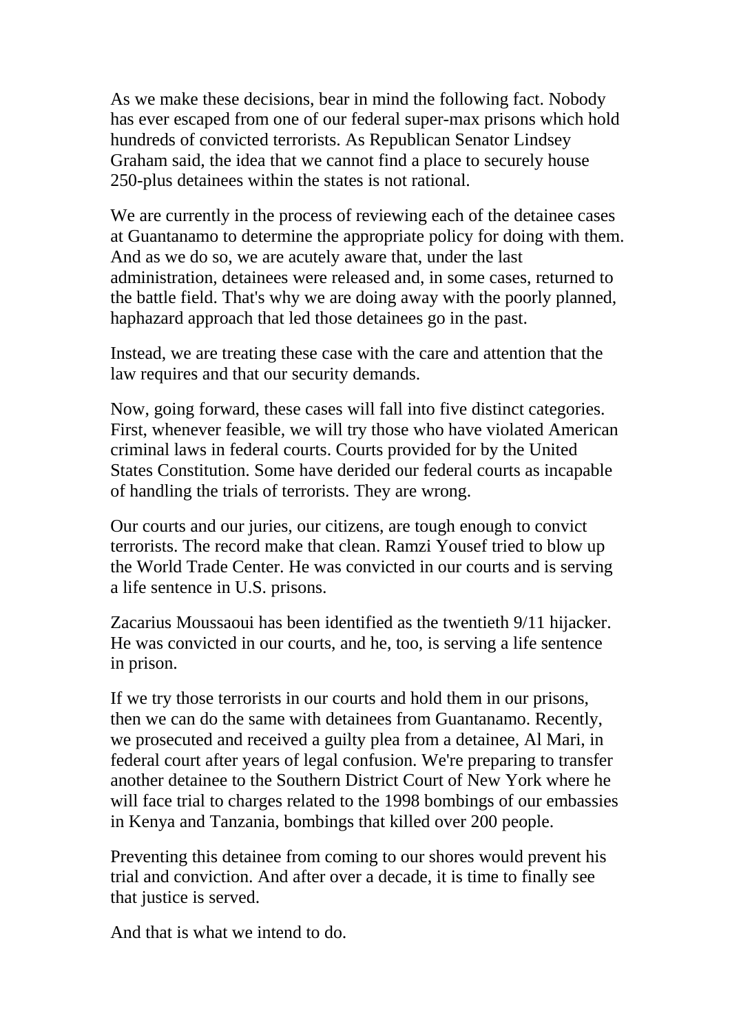As we make these decisions, bear in mind the following fact. Nobody has ever escaped from one of our federal super-max prisons which hold hundreds of convicted terrorists. As Republican Senator Lindsey Graham said, the idea that we cannot find a place to securely house 250-plus detainees within the states is not rational.

We are currently in the process of reviewing each of the detainee cases at Guantanamo to determine the appropriate policy for doing with them. And as we do so, we are acutely aware that, under the last administration, detainees were released and, in some cases, returned to the battle field. That's why we are doing away with the poorly planned, haphazard approach that led those detainees go in the past.

Instead, we are treating these case with the care and attention that the law requires and that our security demands.

Now, going forward, these cases will fall into five distinct categories. First, whenever feasible, we will try those who have violated American criminal laws in federal courts. Courts provided for by the United States Constitution. Some have derided our federal courts as incapable of handling the trials of terrorists. They are wrong.

Our courts and our juries, our citizens, are tough enough to convict terrorists. The record make that clean. Ramzi Yousef tried to blow up the World Trade Center. He was convicted in our courts and is serving a life sentence in U.S. prisons.

Zacarius Moussaoui has been identified as the twentieth 9/11 hijacker. He was convicted in our courts, and he, too, is serving a life sentence in prison.

If we try those terrorists in our courts and hold them in our prisons, then we can do the same with detainees from Guantanamo. Recently, we prosecuted and received a guilty plea from a detainee, Al Mari, in federal court after years of legal confusion. We're preparing to transfer another detainee to the Southern District Court of New York where he will face trial to charges related to the 1998 bombings of our embassies in Kenya and Tanzania, bombings that killed over 200 people.

Preventing this detainee from coming to our shores would prevent his trial and conviction. And after over a decade, it is time to finally see that justice is served.

And that is what we intend to do.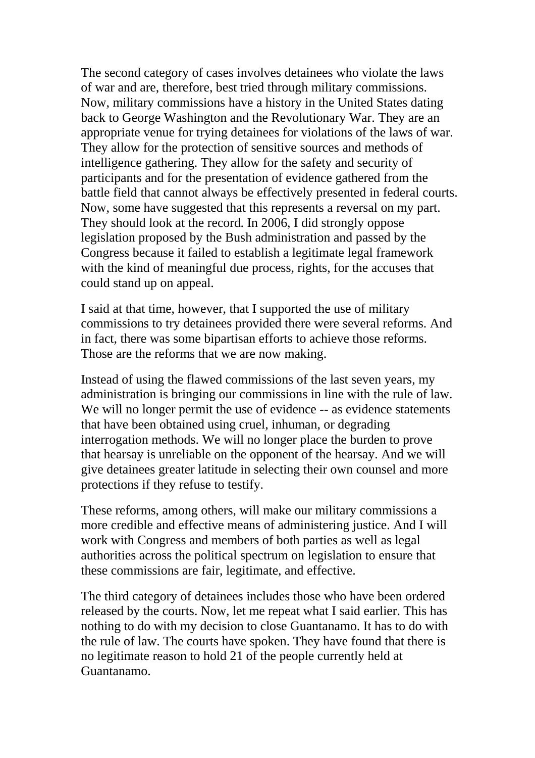The second category of cases involves detainees who violate the laws of war and are, therefore, best tried through military commissions. Now, military commissions have a history in the United States dating back to George Washington and the Revolutionary War. They are an appropriate venue for trying detainees for violations of the laws of war. They allow for the protection of sensitive sources and methods of intelligence gathering. They allow for the safety and security of participants and for the presentation of evidence gathered from the battle field that cannot always be effectively presented in federal courts. Now, some have suggested that this represents a reversal on my part. They should look at the record. In 2006, I did strongly oppose legislation proposed by the Bush administration and passed by the Congress because it failed to establish a legitimate legal framework with the kind of meaningful due process, rights, for the accuses that could stand up on appeal.

I said at that time, however, that I supported the use of military commissions to try detainees provided there were several reforms. And in fact, there was some bipartisan efforts to achieve those reforms. Those are the reforms that we are now making.

Instead of using the flawed commissions of the last seven years, my administration is bringing our commissions in line with the rule of law. We will no longer permit the use of evidence -- as evidence statements that have been obtained using cruel, inhuman, or degrading interrogation methods. We will no longer place the burden to prove that hearsay is unreliable on the opponent of the hearsay. And we will give detainees greater latitude in selecting their own counsel and more protections if they refuse to testify.

These reforms, among others, will make our military commissions a more credible and effective means of administering justice. And I will work with Congress and members of both parties as well as legal authorities across the political spectrum on legislation to ensure that these commissions are fair, legitimate, and effective.

The third category of detainees includes those who have been ordered released by the courts. Now, let me repeat what I said earlier. This has nothing to do with my decision to close Guantanamo. It has to do with the rule of law. The courts have spoken. They have found that there is no legitimate reason to hold 21 of the people currently held at Guantanamo.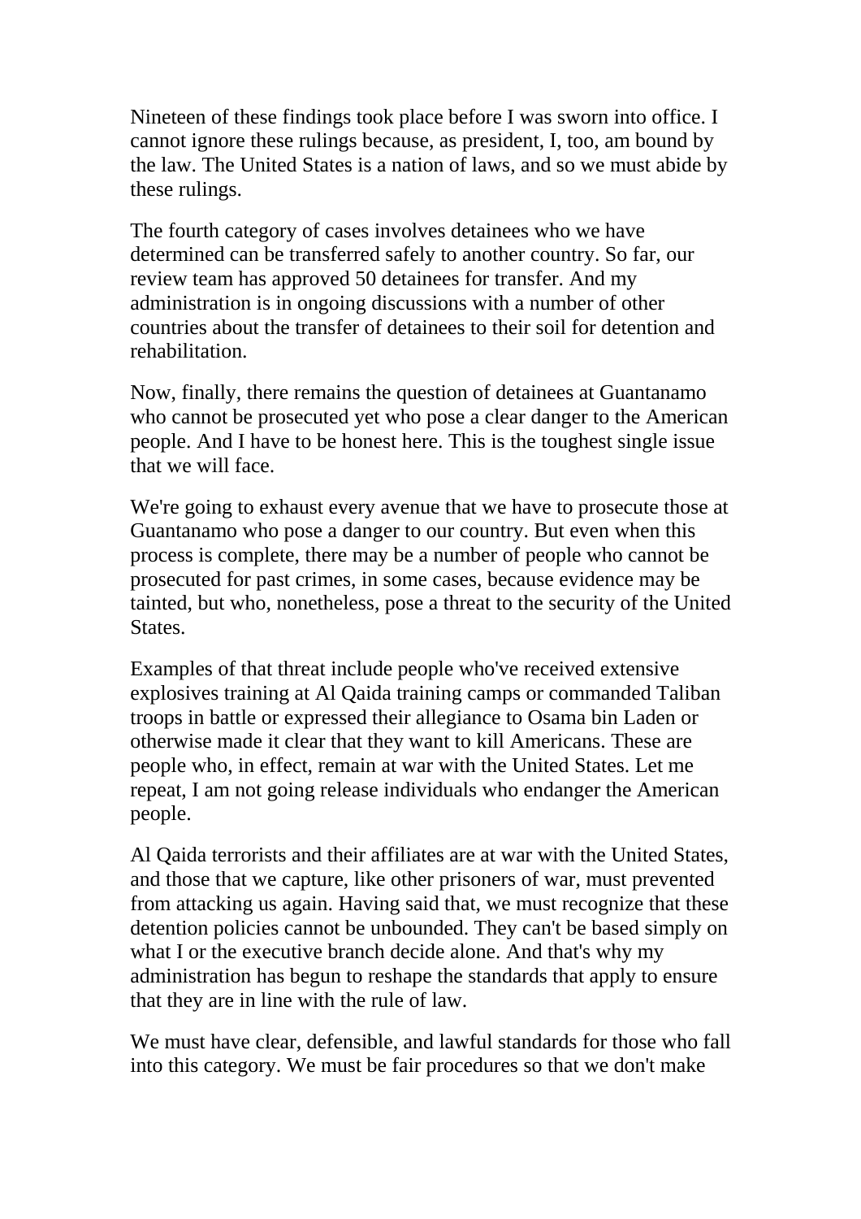Nineteen of these findings took place before I was sworn into office. I cannot ignore these rulings because, as president, I, too, am bound by the law. The United States is a nation of laws, and so we must abide by these rulings.

The fourth category of cases involves detainees who we have determined can be transferred safely to another country. So far, our review team has approved 50 detainees for transfer. And my administration is in ongoing discussions with a number of other countries about the transfer of detainees to their soil for detention and rehabilitation.

Now, finally, there remains the question of detainees at Guantanamo who cannot be prosecuted yet who pose a clear danger to the American people. And I have to be honest here. This is the toughest single issue that we will face.

We're going to exhaust every avenue that we have to prosecute those at Guantanamo who pose a danger to our country. But even when this process is complete, there may be a number of people who cannot be prosecuted for past crimes, in some cases, because evidence may be tainted, but who, nonetheless, pose a threat to the security of the United States.

Examples of that threat include people who've received extensive explosives training at Al Qaida training camps or commanded Taliban troops in battle or expressed their allegiance to Osama bin Laden or otherwise made it clear that they want to kill Americans. These are people who, in effect, remain at war with the United States. Let me repeat, I am not going release individuals who endanger the American people.

Al Qaida terrorists and their affiliates are at war with the United States, and those that we capture, like other prisoners of war, must prevented from attacking us again. Having said that, we must recognize that these detention policies cannot be unbounded. They can't be based simply on what I or the executive branch decide alone. And that's why my administration has begun to reshape the standards that apply to ensure that they are in line with the rule of law.

We must have clear, defensible, and lawful standards for those who fall into this category. We must be fair procedures so that we don't make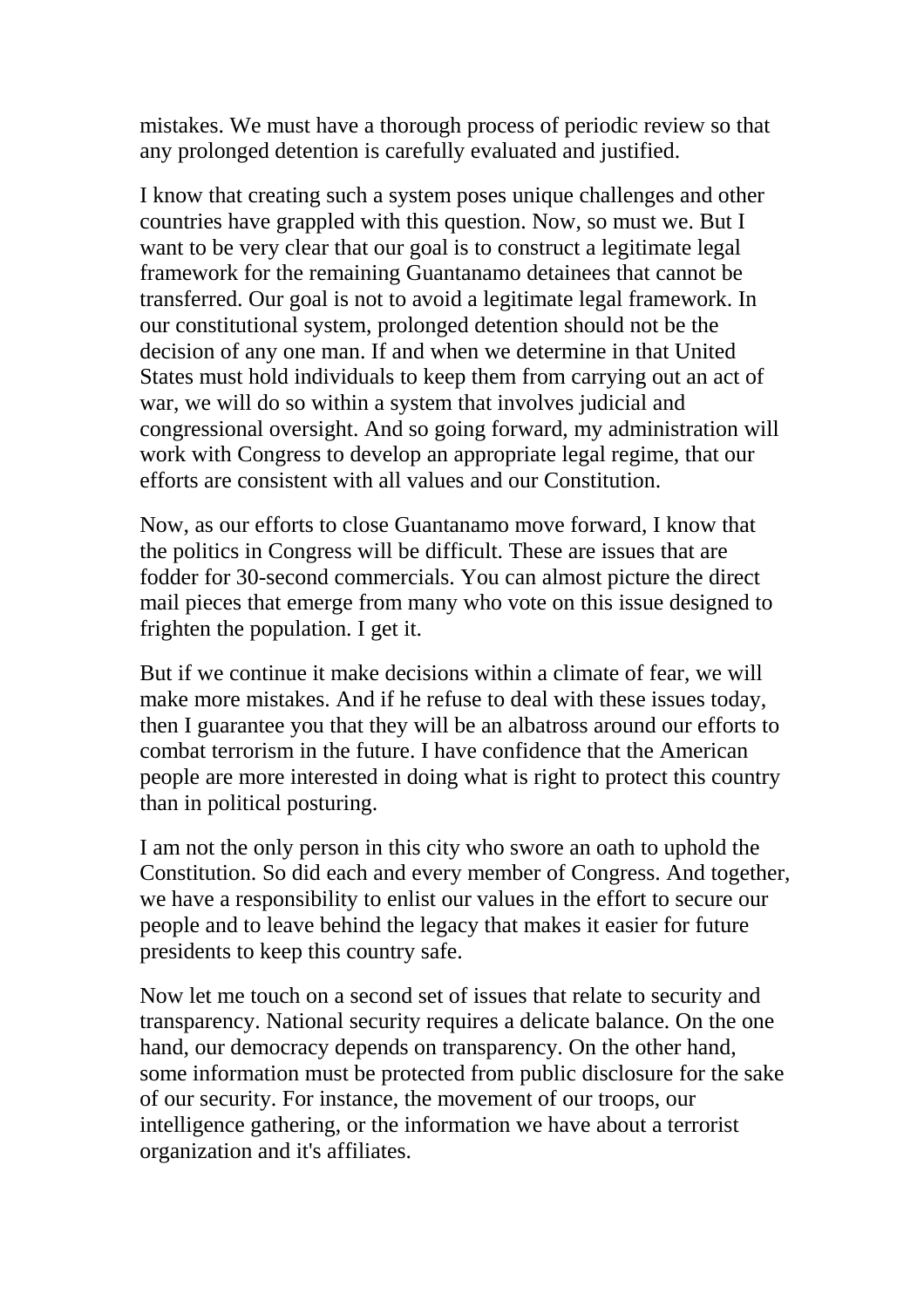mistakes. We must have a thorough process of periodic review so that any prolonged detention is carefully evaluated and justified.

I know that creating such a system poses unique challenges and other countries have grappled with this question. Now, so must we. But I want to be very clear that our goal is to construct a legitimate legal framework for the remaining Guantanamo detainees that cannot be transferred. Our goal is not to avoid a legitimate legal framework. In our constitutional system, prolonged detention should not be the decision of any one man. If and when we determine in that United States must hold individuals to keep them from carrying out an act of war, we will do so within a system that involves judicial and congressional oversight. And so going forward, my administration will work with Congress to develop an appropriate legal regime, that our efforts are consistent with all values and our Constitution.

Now, as our efforts to close Guantanamo move forward, I know that the politics in Congress will be difficult. These are issues that are fodder for 30-second commercials. You can almost picture the direct mail pieces that emerge from many who vote on this issue designed to frighten the population. I get it.

But if we continue it make decisions within a climate of fear, we will make more mistakes. And if he refuse to deal with these issues today, then I guarantee you that they will be an albatross around our efforts to combat terrorism in the future. I have confidence that the American people are more interested in doing what is right to protect this country than in political posturing.

I am not the only person in this city who swore an oath to uphold the Constitution. So did each and every member of Congress. And together, we have a responsibility to enlist our values in the effort to secure our people and to leave behind the legacy that makes it easier for future presidents to keep this country safe.

Now let me touch on a second set of issues that relate to security and transparency. National security requires a delicate balance. On the one hand, our democracy depends on transparency. On the other hand, some information must be protected from public disclosure for the sake of our security. For instance, the movement of our troops, our intelligence gathering, or the information we have about a terrorist organization and it's affiliates.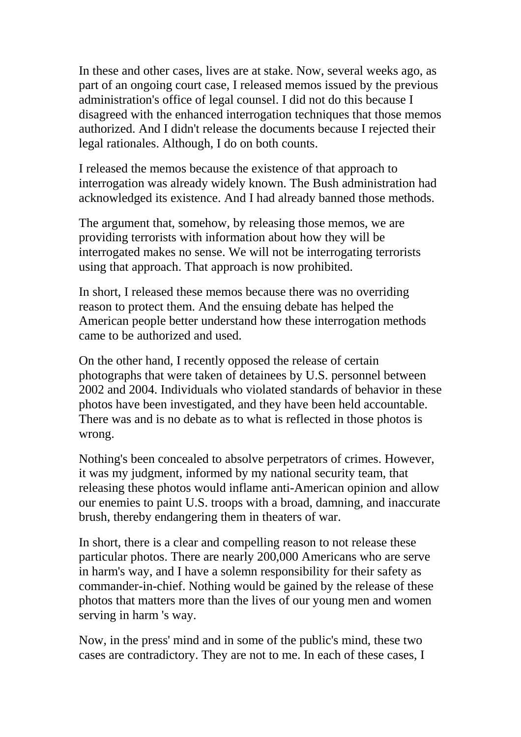In these and other cases, lives are at stake. Now, several weeks ago, as part of an ongoing court case, I released memos issued by the previous administration's office of legal counsel. I did not do this because I disagreed with the enhanced interrogation techniques that those memos authorized. And I didn't release the documents because I rejected their legal rationales. Although, I do on both counts.

I released the memos because the existence of that approach to interrogation was already widely known. The Bush administration had acknowledged its existence. And I had already banned those methods.

The argument that, somehow, by releasing those memos, we are providing terrorists with information about how they will be interrogated makes no sense. We will not be interrogating terrorists using that approach. That approach is now prohibited.

In short, I released these memos because there was no overriding reason to protect them. And the ensuing debate has helped the American people better understand how these interrogation methods came to be authorized and used.

On the other hand, I recently opposed the release of certain photographs that were taken of detainees by U.S. personnel between 2002 and 2004. Individuals who violated standards of behavior in these photos have been investigated, and they have been held accountable. There was and is no debate as to what is reflected in those photos is wrong.

Nothing's been concealed to absolve perpetrators of crimes. However, it was my judgment, informed by my national security team, that releasing these photos would inflame anti-American opinion and allow our enemies to paint U.S. troops with a broad, damning, and inaccurate brush, thereby endangering them in theaters of war.

In short, there is a clear and compelling reason to not release these particular photos. There are nearly 200,000 Americans who are serve in harm's way, and I have a solemn responsibility for their safety as commander-in-chief. Nothing would be gained by the release of these photos that matters more than the lives of our young men and women serving in harm 's way.

Now, in the press' mind and in some of the public's mind, these two cases are contradictory. They are not to me. In each of these cases, I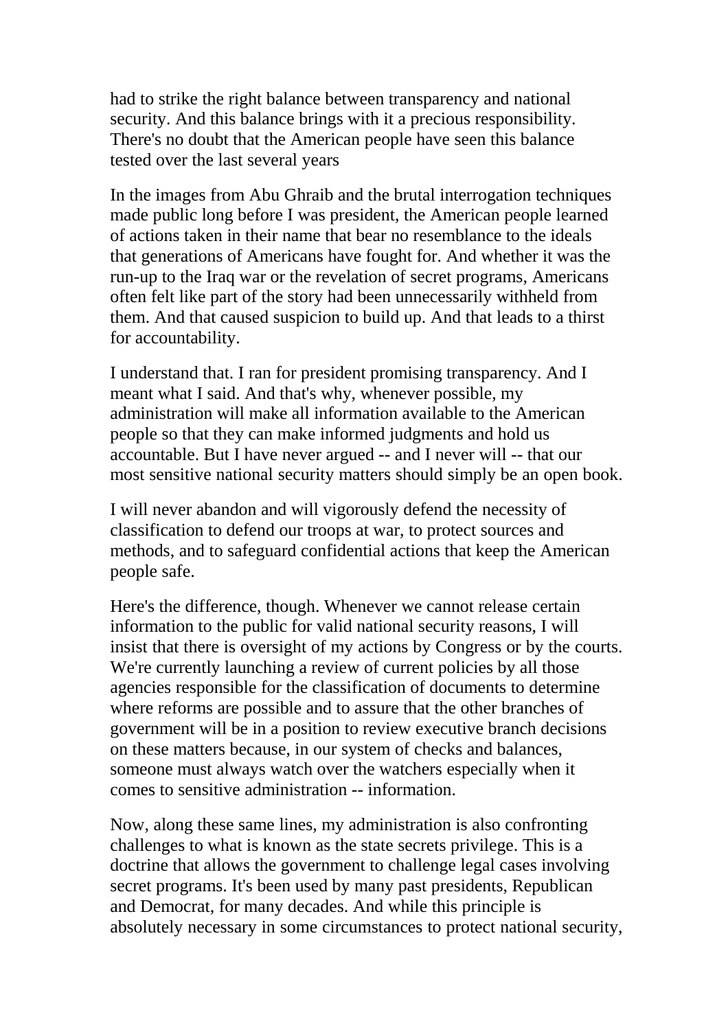had to strike the right balance between transparency and national security. And this balance brings with it a precious responsibility. There's no doubt that the American people have seen this balance tested over the last several years

In the images from Abu Ghraib and the brutal interrogation techniques made public long before I was president, the American people learned of actions taken in their name that bear no resemblance to the ideals that generations of Americans have fought for. And whether it was the run-up to the Iraq war or the revelation of secret programs, Americans often felt like part of the story had been unnecessarily withheld from them. And that caused suspicion to build up. And that leads to a thirst for accountability.

I understand that. I ran for president promising transparency. And I meant what I said. And that's why, whenever possible, my administration will make all information available to the American people so that they can make informed judgments and hold us accountable. But I have never argued -- and I never will -- that our most sensitive national security matters should simply be an open book.

I will never abandon and will vigorously defend the necessity of classification to defend our troops at war, to protect sources and methods, and to safeguard confidential actions that keep the American people safe.

Here's the difference, though. Whenever we cannot release certain information to the public for valid national security reasons, I will insist that there is oversight of my actions by Congress or by the courts. We're currently launching a review of current policies by all those agencies responsible for the classification of documents to determine where reforms are possible and to assure that the other branches of government will be in a position to review executive branch decisions on these matters because, in our system of checks and balances, someone must always watch over the watchers especially when it comes to sensitive administration -- information.

Now, along these same lines, my administration is also confronting challenges to what is known as the state secrets privilege. This is a doctrine that allows the government to challenge legal cases involving secret programs. It's been used by many past presidents, Republican and Democrat, for many decades. And while this principle is absolutely necessary in some circumstances to protect national security,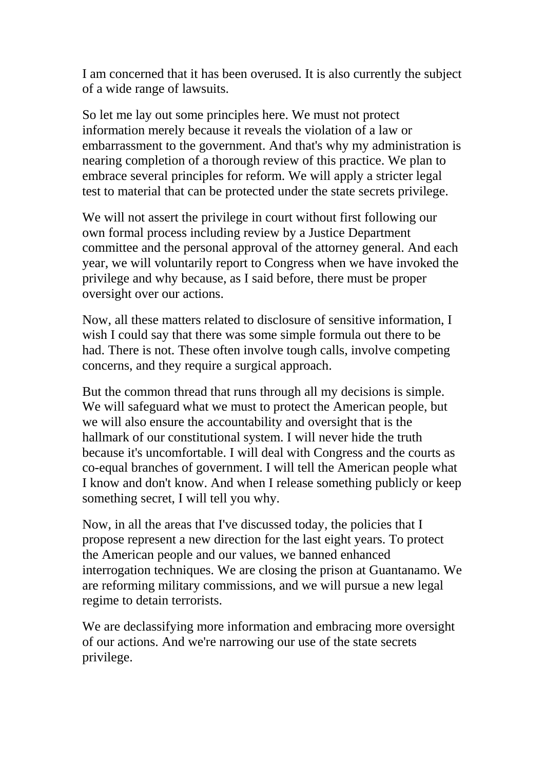I am concerned that it has been overused. It is also currently the subject of a wide range of lawsuits.

So let me lay out some principles here. We must not protect information merely because it reveals the violation of a law or embarrassment to the government. And that's why my administration is nearing completion of a thorough review of this practice. We plan to embrace several principles for reform. We will apply a stricter legal test to material that can be protected under the state secrets privilege.

We will not assert the privilege in court without first following our own formal process including review by a Justice Department committee and the personal approval of the attorney general. And each year, we will voluntarily report to Congress when we have invoked the privilege and why because, as I said before, there must be proper oversight over our actions.

Now, all these matters related to disclosure of sensitive information, I wish I could say that there was some simple formula out there to be had. There is not. These often involve tough calls, involve competing concerns, and they require a surgical approach.

But the common thread that runs through all my decisions is simple. We will safeguard what we must to protect the American people, but we will also ensure the accountability and oversight that is the hallmark of our constitutional system. I will never hide the truth because it's uncomfortable. I will deal with Congress and the courts as co-equal branches of government. I will tell the American people what I know and don't know. And when I release something publicly or keep something secret, I will tell you why.

Now, in all the areas that I've discussed today, the policies that I propose represent a new direction for the last eight years. To protect the American people and our values, we banned enhanced interrogation techniques. We are closing the prison at Guantanamo. We are reforming military commissions, and we will pursue a new legal regime to detain terrorists.

We are declassifying more information and embracing more oversight of our actions. And we're narrowing our use of the state secrets privilege.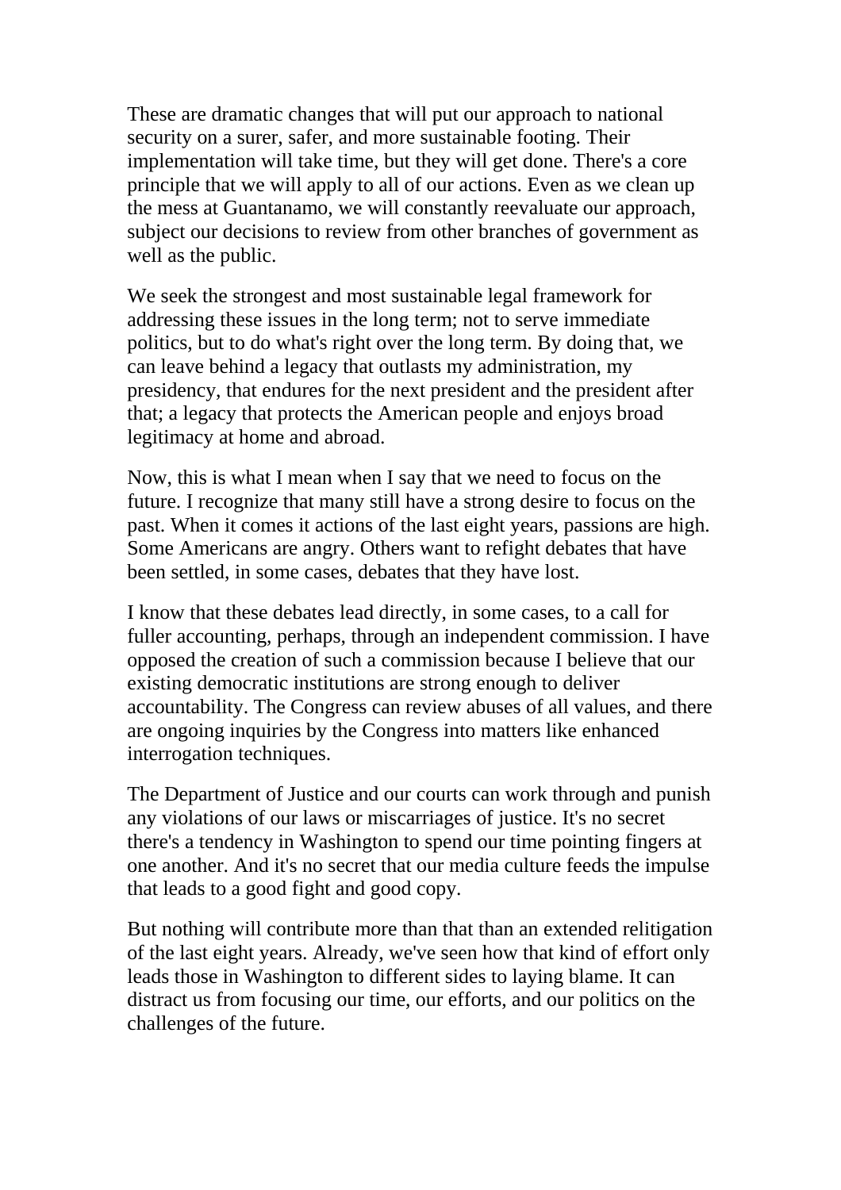These are dramatic changes that will put our approach to national security on a surer, safer, and more sustainable footing. Their implementation will take time, but they will get done. There's a core principle that we will apply to all of our actions. Even as we clean up the mess at Guantanamo, we will constantly reevaluate our approach, subject our decisions to review from other branches of government as well as the public.

We seek the strongest and most sustainable legal framework for addressing these issues in the long term; not to serve immediate politics, but to do what's right over the long term. By doing that, we can leave behind a legacy that outlasts my administration, my presidency, that endures for the next president and the president after that; a legacy that protects the American people and enjoys broad legitimacy at home and abroad.

Now, this is what I mean when I say that we need to focus on the future. I recognize that many still have a strong desire to focus on the past. When it comes it actions of the last eight years, passions are high. Some Americans are angry. Others want to refight debates that have been settled, in some cases, debates that they have lost.

I know that these debates lead directly, in some cases, to a call for fuller accounting, perhaps, through an independent commission. I have opposed the creation of such a commission because I believe that our existing democratic institutions are strong enough to deliver accountability. The Congress can review abuses of all values, and there are ongoing inquiries by the Congress into matters like enhanced interrogation techniques.

The Department of Justice and our courts can work through and punish any violations of our laws or miscarriages of justice. It's no secret there's a tendency in Washington to spend our time pointing fingers at one another. And it's no secret that our media culture feeds the impulse that leads to a good fight and good copy.

But nothing will contribute more than that than an extended relitigation of the last eight years. Already, we've seen how that kind of effort only leads those in Washington to different sides to laying blame. It can distract us from focusing our time, our efforts, and our politics on the challenges of the future.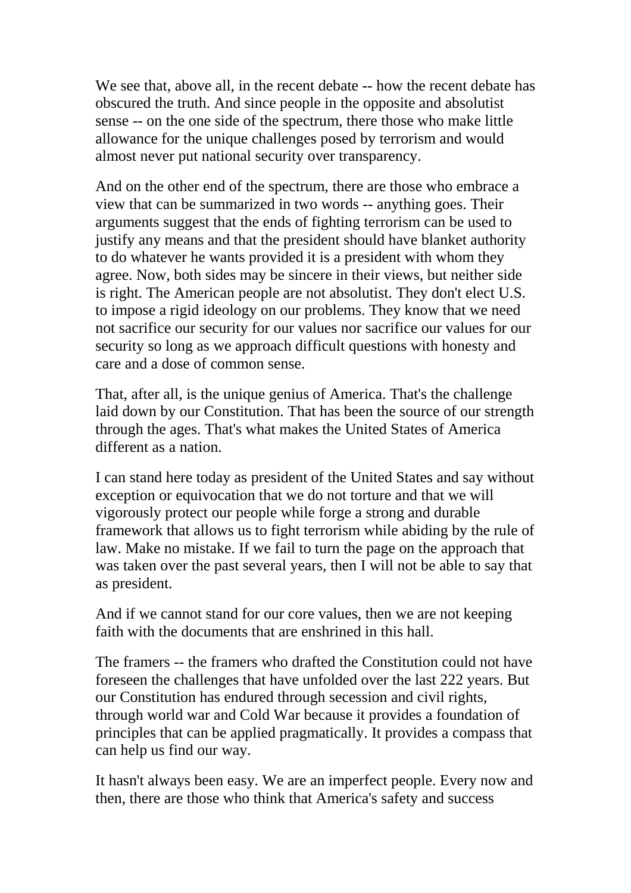We see that, above all, in the recent debate -- how the recent debate has obscured the truth. And since people in the opposite and absolutist sense -- on the one side of the spectrum, there those who make little allowance for the unique challenges posed by terrorism and would almost never put national security over transparency.

And on the other end of the spectrum, there are those who embrace a view that can be summarized in two words -- anything goes. Their arguments suggest that the ends of fighting terrorism can be used to justify any means and that the president should have blanket authority to do whatever he wants provided it is a president with whom they agree. Now, both sides may be sincere in their views, but neither side is right. The American people are not absolutist. They don't elect U.S. to impose a rigid ideology on our problems. They know that we need not sacrifice our security for our values nor sacrifice our values for our security so long as we approach difficult questions with honesty and care and a dose of common sense.

That, after all, is the unique genius of America. That's the challenge laid down by our Constitution. That has been the source of our strength through the ages. That's what makes the United States of America different as a nation.

I can stand here today as president of the United States and say without exception or equivocation that we do not torture and that we will vigorously protect our people while forge a strong and durable framework that allows us to fight terrorism while abiding by the rule of law. Make no mistake. If we fail to turn the page on the approach that was taken over the past several years, then I will not be able to say that as president.

And if we cannot stand for our core values, then we are not keeping faith with the documents that are enshrined in this hall.

The framers -- the framers who drafted the Constitution could not have foreseen the challenges that have unfolded over the last 222 years. But our Constitution has endured through secession and civil rights, through world war and Cold War because it provides a foundation of principles that can be applied pragmatically. It provides a compass that can help us find our way.

It hasn't always been easy. We are an imperfect people. Every now and then, there are those who think that America's safety and success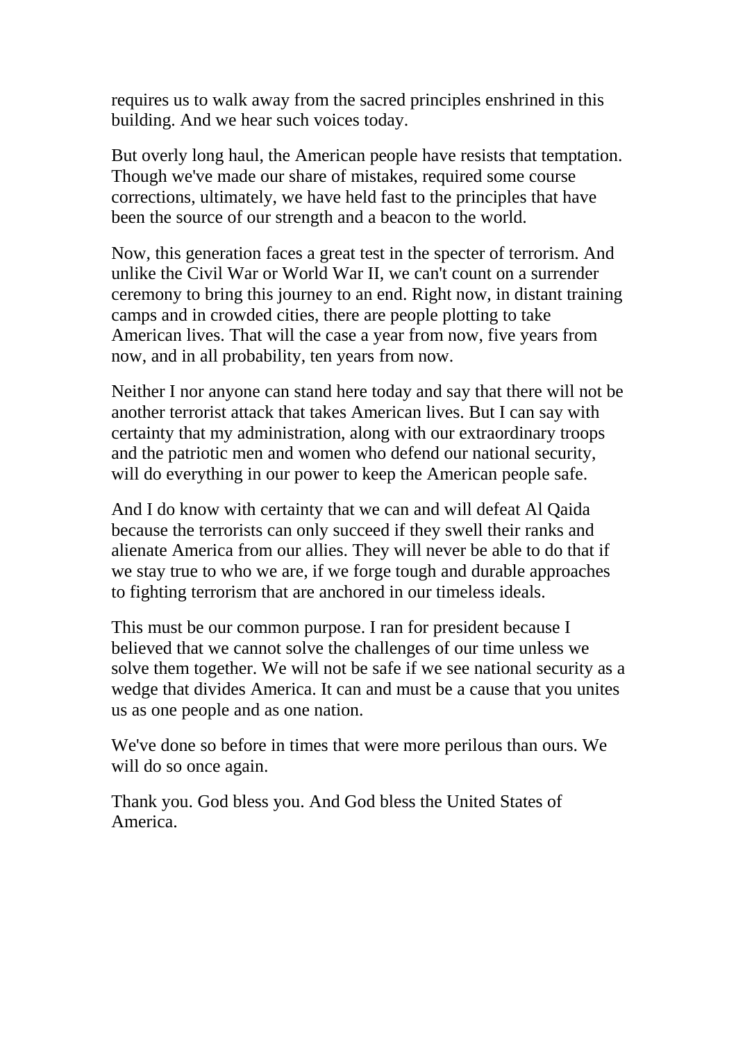requires us to walk away from the sacred principles enshrined in this building. And we hear such voices today.

But overly long haul, the American people have resists that temptation. Though we've made our share of mistakes, required some course corrections, ultimately, we have held fast to the principles that have been the source of our strength and a beacon to the world.

Now, this generation faces a great test in the specter of terrorism. And unlike the Civil War or World War II, we can't count on a surrender ceremony to bring this journey to an end. Right now, in distant training camps and in crowded cities, there are people plotting to take American lives. That will the case a year from now, five years from now, and in all probability, ten years from now.

Neither I nor anyone can stand here today and say that there will not be another terrorist attack that takes American lives. But I can say with certainty that my administration, along with our extraordinary troops and the patriotic men and women who defend our national security, will do everything in our power to keep the American people safe.

And I do know with certainty that we can and will defeat Al Qaida because the terrorists can only succeed if they swell their ranks and alienate America from our allies. They will never be able to do that if we stay true to who we are, if we forge tough and durable approaches to fighting terrorism that are anchored in our timeless ideals.

This must be our common purpose. I ran for president because I believed that we cannot solve the challenges of our time unless we solve them together. We will not be safe if we see national security as a wedge that divides America. It can and must be a cause that you unites us as one people and as one nation.

We've done so before in times that were more perilous than ours. We will do so once again.

Thank you. God bless you. And God bless the United States of America.